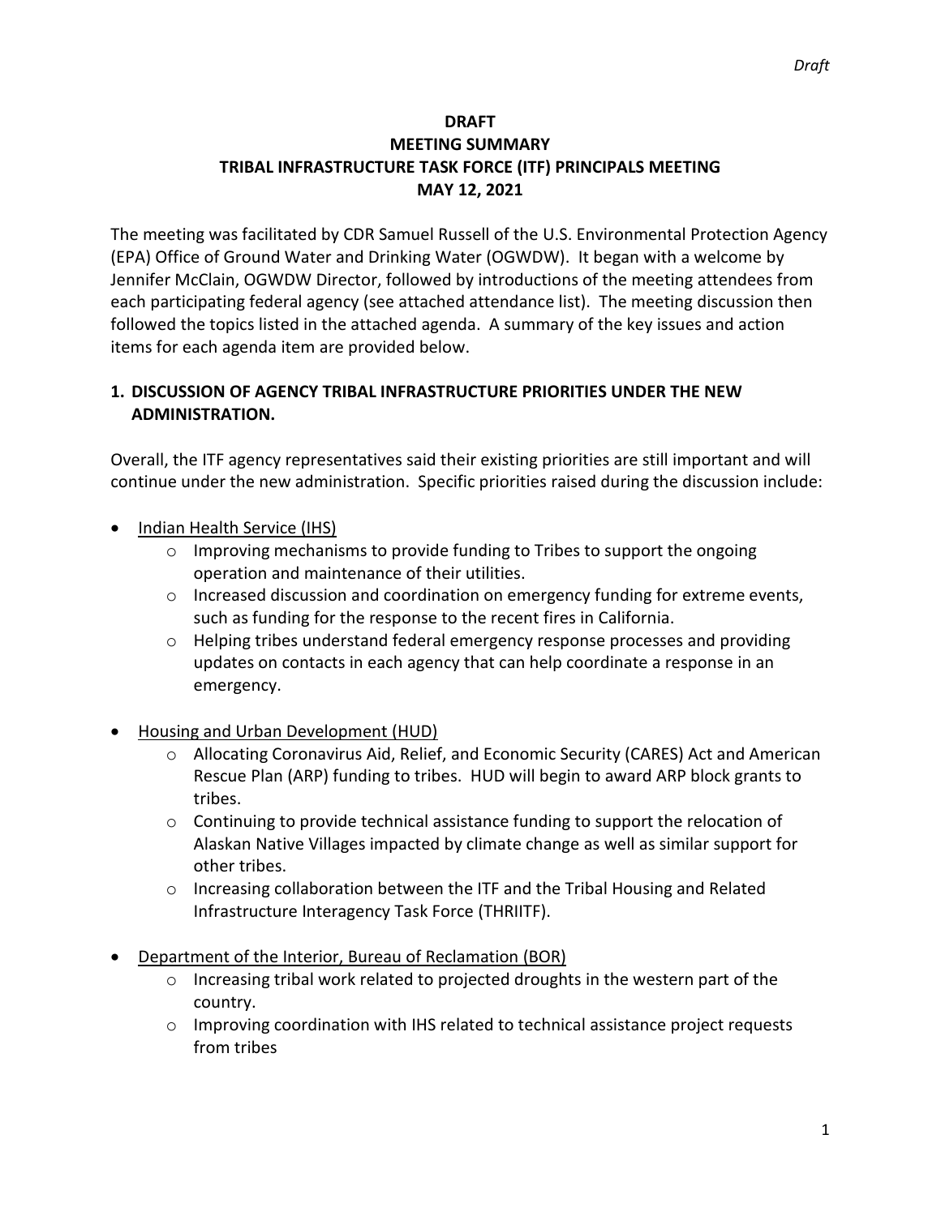**DRAFT**
**MEETING SUMMARY**
**TRIBAL INFRASTRUCTURE TASK FORCE (ITF) PRINCIPALS MEETING**
**MAY 12, 2021**

The meeting was facilitated by CDR Samuel Russell of the U.S. Environmental Protection Agency (EPA) Office of Ground Water and Drinking Water (OGWDW). It began with a welcome by Jennifer McClain, OGWDW Director, followed by introductions of the meeting attendees from each participating federal agency (see attached attendance list). The meeting discussion then followed the topics listed in the attached agenda. A summary of the key issues and action items for each agenda item are provided below.

## 1. DISCUSSION OF AGENCY TRIBAL INFRASTRUCTURE PRIORITIES UNDER THE NEW ADMINISTRATION.

Overall, the ITF agency representatives said their existing priorities are still important and will continue under the new administration. Specific priorities raised during the discussion include:

- <u>Indian Health Service (IHS)</u>
  - Improving mechanisms to provide funding to Tribes to support the ongoing operation and maintenance of their utilities.
  - Increased discussion and coordination on emergency funding for extreme events, such as funding for the response to the recent fires in California.
  - Helping tribes understand federal emergency response processes and providing updates on contacts in each agency that can help coordinate a response in an emergency.
- <u>Housing and Urban Development (HUD)</u>
  - Allocating Coronavirus Aid, Relief, and Economic Security (CARES) Act and American Rescue Plan (ARP) funding to tribes. HUD will begin to award ARP block grants to tribes.
  - Continuing to provide technical assistance funding to support the relocation of Alaskan Native Villages impacted by climate change as well as similar support for other tribes.
  - Increasing collaboration between the ITF and the Tribal Housing and Related Infrastructure Interagency Task Force (THRIITF).
- <u>Department of the Interior, Bureau of Reclamation (BOR)</u>
  - Increasing tribal work related to projected droughts in the western part of the country.
  - Improving coordination with IHS related to technical assistance project requests from tribes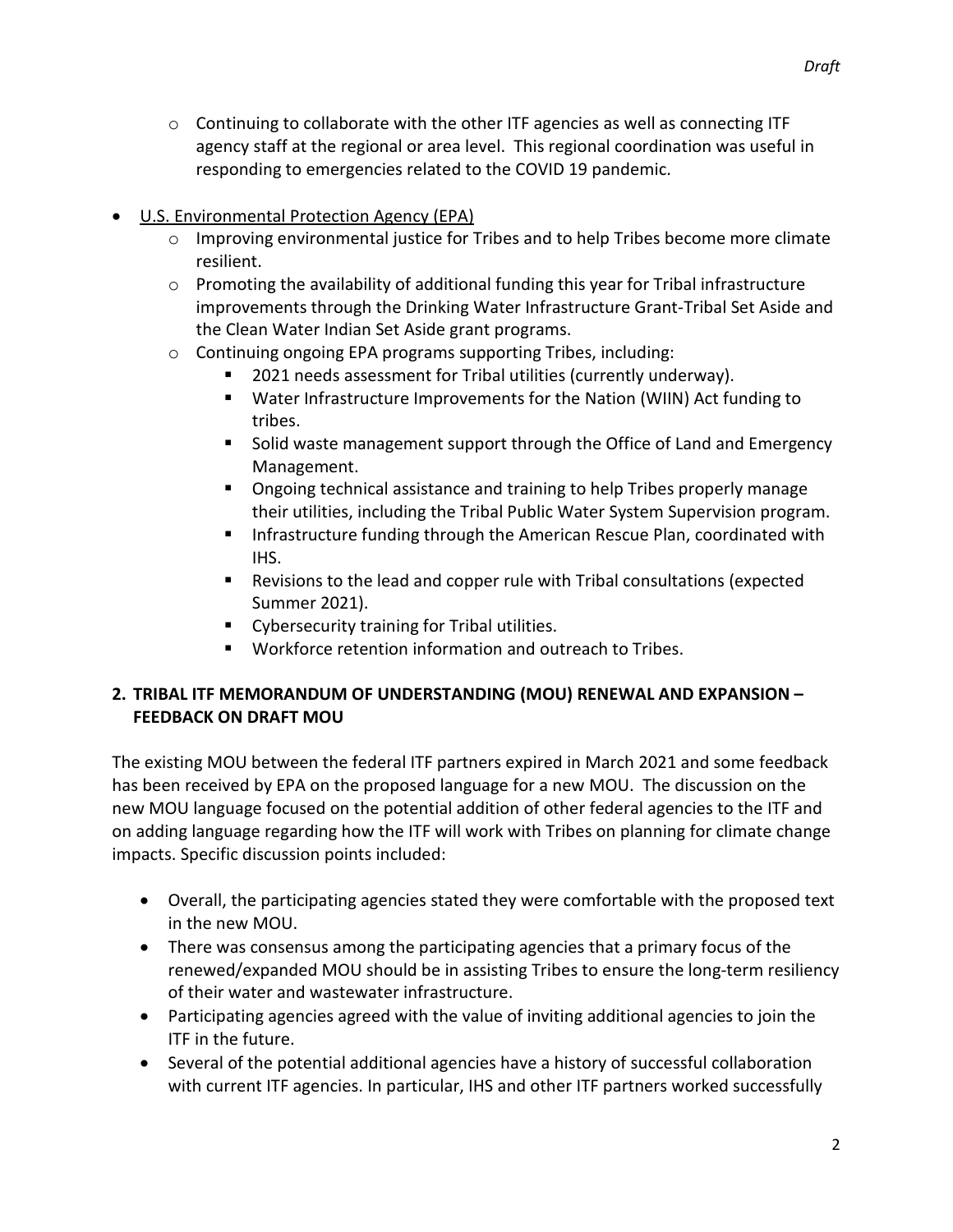- Continuing to collaborate with the other ITF agencies as well as connecting ITF agency staff at the regional or area level. This regional coordination was useful in responding to emergencies related to the COVID 19 pandemic.

- U.S. Environmental Protection Agency (EPA)
  - Improving environmental justice for Tribes and to help Tribes become more climate resilient.
  - Promoting the availability of additional funding this year for Tribal infrastructure improvements through the Drinking Water Infrastructure Grant-Tribal Set Aside and the Clean Water Indian Set Aside grant programs.
  - Continuing ongoing EPA programs supporting Tribes, including:
    - 2021 needs assessment for Tribal utilities (currently underway).
    - Water Infrastructure Improvements for the Nation (WIIN) Act funding to tribes.
    - Solid waste management support through the Office of Land and Emergency Management.
    - Ongoing technical assistance and training to help Tribes properly manage their utilities, including the Tribal Public Water System Supervision program.
    - Infrastructure funding through the American Rescue Plan, coordinated with IHS.
    - Revisions to the lead and copper rule with Tribal consultations (expected Summer 2021).
    - Cybersecurity training for Tribal utilities.
    - Workforce retention information and outreach to Tribes.

## 2. TRIBAL ITF MEMORANDUM OF UNDERSTANDING (MOU) RENEWAL AND EXPANSION – FEEDBACK ON DRAFT MOU

The existing MOU between the federal ITF partners expired in March 2021 and some feedback has been received by EPA on the proposed language for a new MOU. The discussion on the new MOU language focused on the potential addition of other federal agencies to the ITF and on adding language regarding how the ITF will work with Tribes on planning for climate change impacts. Specific discussion points included:

- Overall, the participating agencies stated they were comfortable with the proposed text in the new MOU.
- There was consensus among the participating agencies that a primary focus of the renewed/expanded MOU should be in assisting Tribes to ensure the long-term resiliency of their water and wastewater infrastructure.
- Participating agencies agreed with the value of inviting additional agencies to join the ITF in the future.
- Several of the potential additional agencies have a history of successful collaboration with current ITF agencies. In particular, IHS and other ITF partners worked successfully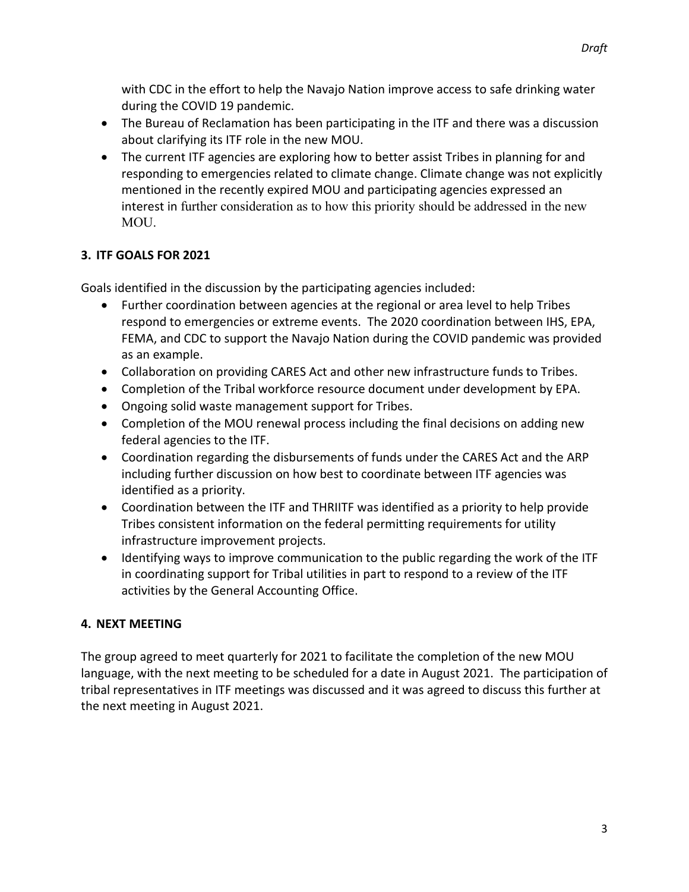with CDC in the effort to help the Navajo Nation improve access to safe drinking water during the COVID 19 pandemic.

- The Bureau of Reclamation has been participating in the ITF and there was a discussion about clarifying its ITF role in the new MOU.
- The current ITF agencies are exploring how to better assist Tribes in planning for and responding to emergencies related to climate change. Climate change was not explicitly mentioned in the recently expired MOU and participating agencies expressed an interest in further consideration as to how this priority should be addressed in the new MOU.

## 3. ITF GOALS FOR 2021

Goals identified in the discussion by the participating agencies included:

- Further coordination between agencies at the regional or area level to help Tribes respond to emergencies or extreme events. The 2020 coordination between IHS, EPA, FEMA, and CDC to support the Navajo Nation during the COVID pandemic was provided as an example.
- Collaboration on providing CARES Act and other new infrastructure funds to Tribes.
- Completion of the Tribal workforce resource document under development by EPA.
- Ongoing solid waste management support for Tribes.
- Completion of the MOU renewal process including the final decisions on adding new federal agencies to the ITF.
- Coordination regarding the disbursements of funds under the CARES Act and the ARP including further discussion on how best to coordinate between ITF agencies was identified as a priority.
- Coordination between the ITF and THRIITF was identified as a priority to help provide Tribes consistent information on the federal permitting requirements for utility infrastructure improvement projects.
- Identifying ways to improve communication to the public regarding the work of the ITF in coordinating support for Tribal utilities in part to respond to a review of the ITF activities by the General Accounting Office.

## 4. NEXT MEETING

The group agreed to meet quarterly for 2021 to facilitate the completion of the new MOU language, with the next meeting to be scheduled for a date in August 2021. The participation of tribal representatives in ITF meetings was discussed and it was agreed to discuss this further at the next meeting in August 2021.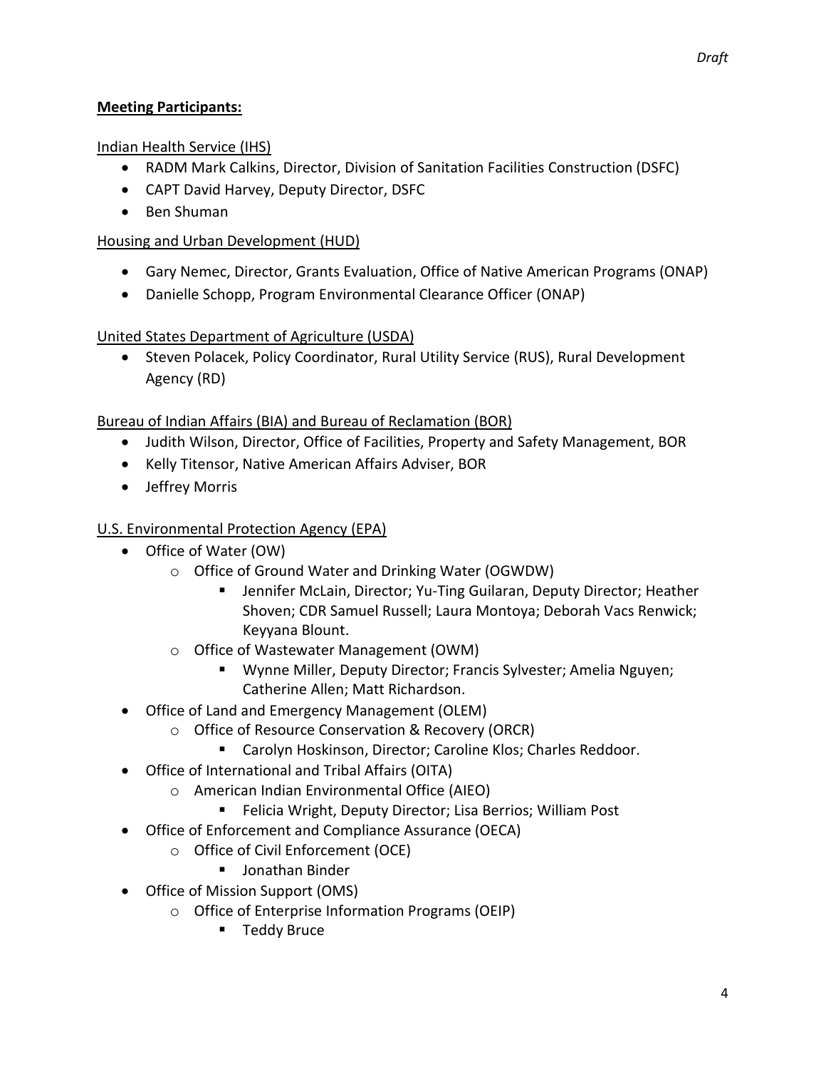*Draft*

**Meeting Participants:**

Indian Health Service (IHS)

- RADM Mark Calkins, Director, Division of Sanitation Facilities Construction (DSFC)
- CAPT David Harvey, Deputy Director, DSFC
- Ben Shuman

Housing and Urban Development (HUD)

- Gary Nemec, Director, Grants Evaluation, Office of Native American Programs (ONAP)
- Danielle Schopp, Program Environmental Clearance Officer (ONAP)

United States Department of Agriculture (USDA)

- Steven Polacek, Policy Coordinator, Rural Utility Service (RUS), Rural Development Agency (RD)

Bureau of Indian Affairs (BIA) and Bureau of Reclamation (BOR)

- Judith Wilson, Director, Office of Facilities, Property and Safety Management, BOR
- Kelly Titensor, Native American Affairs Adviser, BOR
- Jeffrey Morris

U.S. Environmental Protection Agency (EPA)

- Office of Water (OW)
  - Office of Ground Water and Drinking Water (OGWDW)
    - Jennifer McLain, Director; Yu-Ting Guilaran, Deputy Director; Heather Shoven; CDR Samuel Russell; Laura Montoya; Deborah Vacs Renwick; Keyyana Blount.
  - Office of Wastewater Management (OWM)
    - Wynne Miller, Deputy Director; Francis Sylvester; Amelia Nguyen; Catherine Allen; Matt Richardson.
- Office of Land and Emergency Management (OLEM)
  - Office of Resource Conservation & Recovery (ORCR)
    - Carolyn Hoskinson, Director; Caroline Klos; Charles Reddoor.
- Office of International and Tribal Affairs (OITA)
  - American Indian Environmental Office (AIEO)
    - Felicia Wright, Deputy Director; Lisa Berrios; William Post
- Office of Enforcement and Compliance Assurance (OECA)
  - Office of Civil Enforcement (OCE)
    - Jonathan Binder
- Office of Mission Support (OMS)
  - Office of Enterprise Information Programs (OEIP)
    - Teddy Bruce